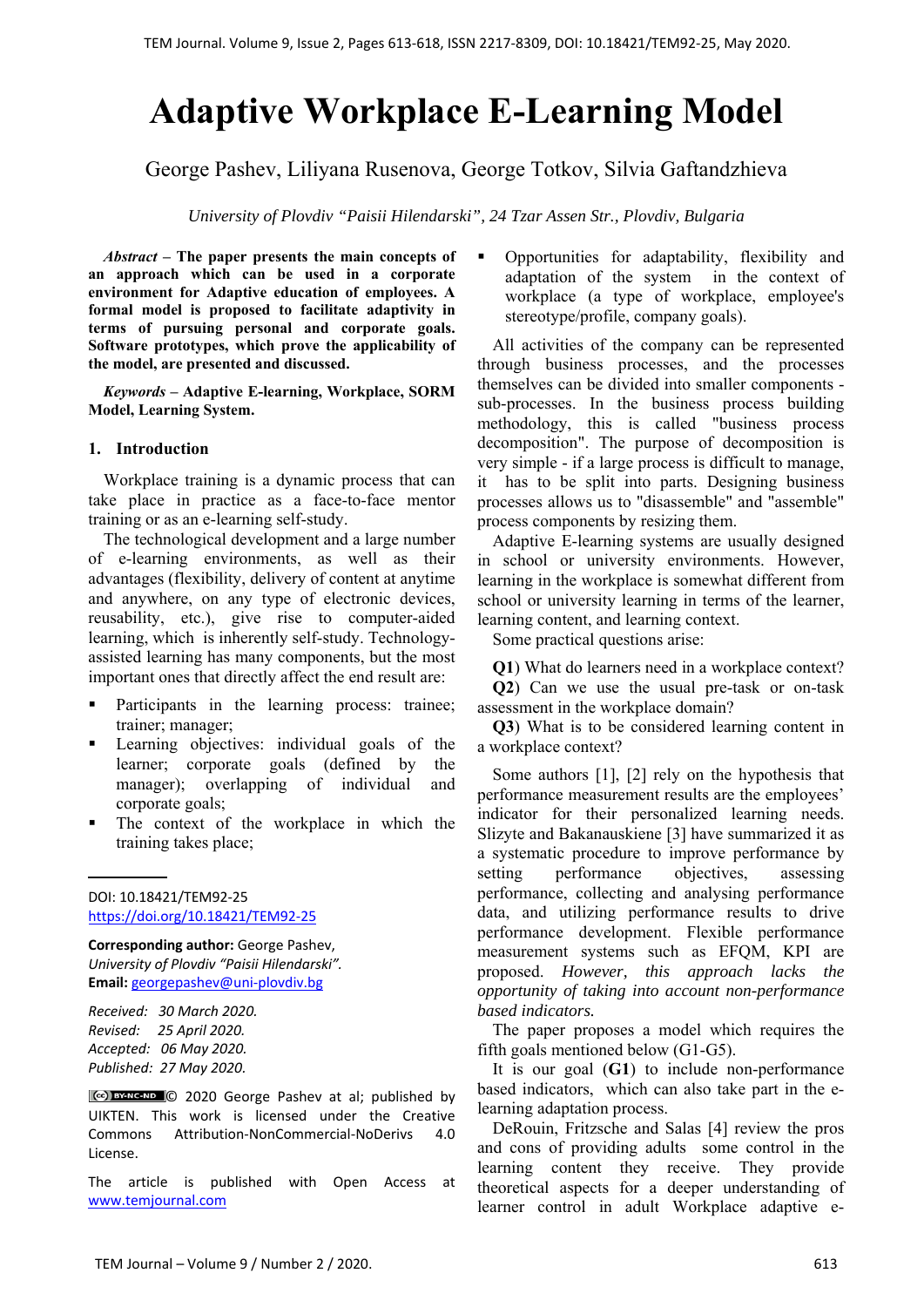# Adaptive Workplace E-Learning Model

George Pashev, Liliyana Rusenova, George Totkov, Silvia Gaftandzhieva

*University of Plovdiv "Paisii Hilendarski", 24 Tzar Assen Str., Plovdiv, Bulgaria*

***Abstract* – The paper presents the main concepts of an approach which can be used in a corporate environment for Adaptive education of employees. A formal model is proposed to facilitate adaptivity in terms of pursuing personal and corporate goals. Software prototypes, which prove the applicability of the model, are presented and discussed.**

***Keywords* – Adaptive E-learning, Workplace, SORM Model, Learning System.**

## 1. Introduction

Workplace training is a dynamic process that can take place in practice as a face-to-face mentor training or as an e-learning self-study.

The technological development and a large number of e-learning environments, as well as their advantages (flexibility, delivery of content at anytime and anywhere, on any type of electronic devices, reusability, etc.), give rise to computer-aided learning, which is inherently self-study. Technology-assisted learning has many components, but the most important ones that directly affect the end result are:

- Participants in the learning process: trainee; trainer; manager;
- Learning objectives: individual goals of the learner; corporate goals (defined by the manager); overlapping of individual and corporate goals;
- The context of the workplace in which the training takes place;
- Opportunities for adaptability, flexibility and adaptation of the system in the context of workplace (a type of workplace, employee's stereotype/profile, company goals).

All activities of the company can be represented through business processes, and the processes themselves can be divided into smaller components - sub-processes. In the business process building methodology, this is called "business process decomposition". The purpose of decomposition is very simple - if a large process is difficult to manage, it has to be split into parts. Designing business processes allows us to "disassemble" and "assemble" process components by resizing them.

Adaptive E-learning systems are usually designed in school or university environments. However, learning in the workplace is somewhat different from school or university learning in terms of the learner, learning content, and learning context.

Some practical questions arise:

**Q1**) What do learners need in a workplace context?
**Q2**) Can we use the usual pre-task or on-task assessment in the workplace domain?
**Q3**) What is to be considered learning content in a workplace context?

Some authors [1], [2] rely on the hypothesis that performance measurement results are the employees' indicator for their personalized learning needs. Slizyte and Bakanauskiene [3] have summarized it as a systematic procedure to improve performance by setting performance objectives, assessing performance, collecting and analysing performance data, and utilizing performance results to drive performance development. Flexible performance measurement systems such as EFQM, KPI are proposed. *However, this approach lacks the opportunity of taking into account non-performance based indicators.*

The paper proposes a model which requires the fifth goals mentioned below (G1-G5).

It is our goal (**G1**) to include non-performance based indicators, which can also take part in the e-learning adaptation process.

DeRouin, Fritzsche and Salas [4] review the pros and cons of providing adults some control in the learning content they receive. They provide theoretical aspects for a deeper understanding of learner control in adult Workplace adaptive e-

---

DOI: 10.18421/TEM92-25
https://doi.org/10.18421/TEM92-25

**Corresponding author:** George Pashev,
*University of Plovdiv "Paisii Hilendarski".*
**Email:** georgepashev@uni-plovdiv.bg

*Received: 30 March 2020.*
*Revised: 25 April 2020.*
*Accepted: 06 May 2020.*
*Published: 27 May 2020.*

© 2020 George Pashev at al; published by UIKTEN. This work is licensed under the Creative Commons Attribution-NonCommercial-NoDerivs 4.0 License.

The article is published with Open Access at www.temjournal.com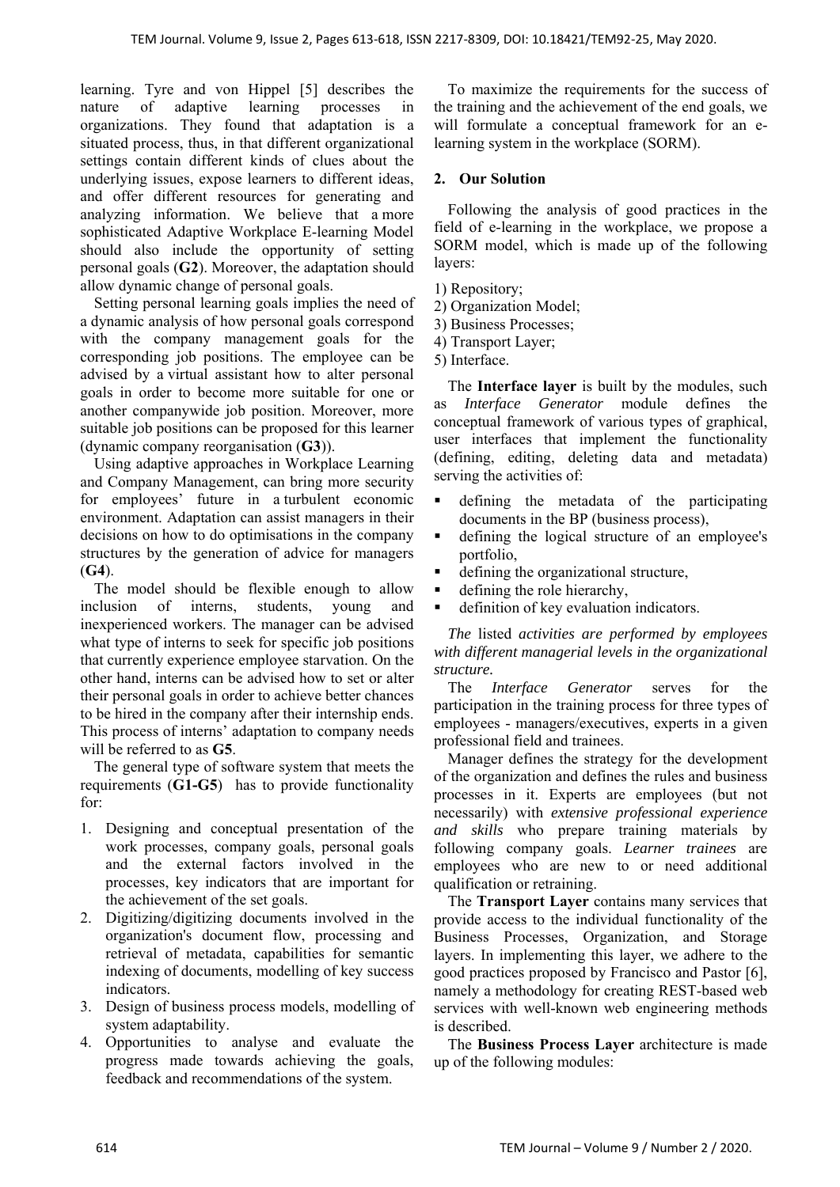learning. Tyre and von Hippel [5] describes the nature of adaptive learning processes in organizations. They found that adaptation is a situated process, thus, in that different organizational settings contain different kinds of clues about the underlying issues, expose learners to different ideas, and offer different resources for generating and analyzing information. We believe that a more sophisticated Adaptive Workplace E-learning Model should also include the opportunity of setting personal goals (**G2**). Moreover, the adaptation should allow dynamic change of personal goals.

Setting personal learning goals implies the need of a dynamic analysis of how personal goals correspond with the company management goals for the corresponding job positions. The employee can be advised by a virtual assistant how to alter personal goals in order to become more suitable for one or another companywide job position. Moreover, more suitable job positions can be proposed for this learner (dynamic company reorganisation (**G3**)).

Using adaptive approaches in Workplace Learning and Company Management, can bring more security for employees' future in a turbulent economic environment. Adaptation can assist managers in their decisions on how to do optimisations in the company structures by the generation of advice for managers (**G4**).

The model should be flexible enough to allow inclusion of interns, students, young and inexperienced workers. The manager can be advised what type of interns to seek for specific job positions that currently experience employee starvation. On the other hand, interns can be advised how to set or alter their personal goals in order to achieve better chances to be hired in the company after their internship ends. This process of interns' adaptation to company needs will be referred to as **G5**.

The general type of software system that meets the requirements (**G1-G5**) has to provide functionality for:

1. Designing and conceptual presentation of the work processes, company goals, personal goals and the external factors involved in the processes, key indicators that are important for the achievement of the set goals.
2. Digitizing/digitizing documents involved in the organization's document flow, processing and retrieval of metadata, capabilities for semantic indexing of documents, modelling of key success indicators.
3. Design of business process models, modelling of system adaptability.
4. Opportunities to analyse and evaluate the progress made towards achieving the goals, feedback and recommendations of the system.

To maximize the requirements for the success of the training and the achievement of the end goals, we will formulate a conceptual framework for an e-learning system in the workplace (SORM).

## 2. Our Solution

Following the analysis of good practices in the field of e-learning in the workplace, we propose a SORM model, which is made up of the following layers:

1) Repository;
2) Organization Model;
3) Business Processes;
4) Transport Layer;
5) Interface.

The **Interface layer** is built by the modules, such as *Interface Generator* module defines the conceptual framework of various types of graphical, user interfaces that implement the functionality (defining, editing, deleting data and metadata) serving the activities of:

- defining the metadata of the participating documents in the BP (business process),
- defining the logical structure of an employee's portfolio,
- defining the organizational structure,
- defining the role hierarchy,
- definition of key evaluation indicators.

*The* listed *activities are performed by employees with different managerial levels in the organizational structure.*

The *Interface Generator* serves for the participation in the training process for three types of employees - managers/executives, experts in a given professional field and trainees.

Manager defines the strategy for the development of the organization and defines the rules and business processes in it. Experts are employees (but not necessarily) with *extensive professional experience and skills* who prepare training materials by following company goals. *Learner trainees* are employees who are new to or need additional qualification or retraining.

The **Transport Layer** contains many services that provide access to the individual functionality of the Business Processes, Organization, and Storage layers. In implementing this layer, we adhere to the good practices proposed by Francisco and Pastor [6], namely a methodology for creating REST-based web services with well-known web engineering methods is described.

The **Business Process Layer** architecture is made up of the following modules: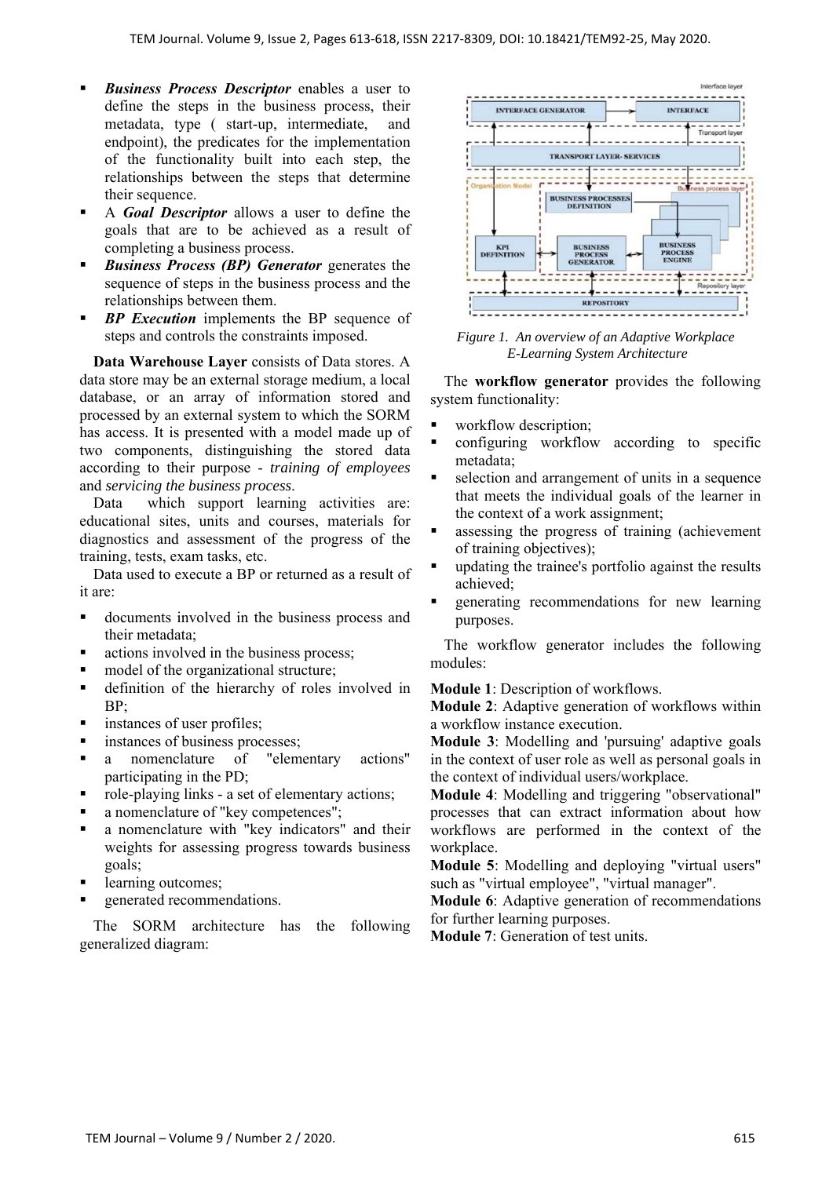- ***Business Process Descriptor*** enables a user to define the steps in the business process, their metadata, type ( start-up, intermediate, and endpoint), the predicates for the implementation of the functionality built into each step, the relationships between the steps that determine their sequence.
- A ***Goal Descriptor*** allows a user to define the goals that are to be achieved as a result of completing a business process.
- ***Business Process (BP) Generator*** generates the sequence of steps in the business process and the relationships between them.
- ***BP Execution*** implements the BP sequence of steps and controls the constraints imposed.

**Data Warehouse Layer** consists of Data stores. A data store may be an external storage medium, a local database, or an array of information stored and processed by an external system to which the SORM has access. It is presented with a model made up of two components, distinguishing the stored data according to their purpose - *training of employees* and *servicing the business process*.

Data which support learning activities are: educational sites, units and courses, materials for diagnostics and assessment of the progress of the training, tests, exam tasks, etc.

Data used to execute a BP or returned as a result of it are:

- documents involved in the business process and their metadata;
- actions involved in the business process;
- model of the organizational structure;
- definition of the hierarchy of roles involved in BP;
- instances of user profiles;
- instances of business processes;
- a nomenclature of "elementary actions" participating in the PD;
- role-playing links - a set of elementary actions;
- a nomenclature of "key competences";
- a nomenclature with "key indicators" and their weights for assessing progress towards business goals;
- learning outcomes;
- generated recommendations.

The SORM architecture has the following generalized diagram:

*Figure 1. An overview of an Adaptive Workplace E-Learning System Architecture*

The **workflow generator** provides the following system functionality:

- workflow description;
- configuring workflow according to specific metadata;
- selection and arrangement of units in a sequence that meets the individual goals of the learner in the context of a work assignment;
- assessing the progress of training (achievement of training objectives);
- updating the trainee's portfolio against the results achieved;
- generating recommendations for new learning purposes.

The workflow generator includes the following modules:

**Module 1**: Description of workflows.
**Module 2**: Adaptive generation of workflows within a workflow instance execution.
**Module 3**: Modelling and 'pursuing' adaptive goals in the context of user role as well as personal goals in the context of individual users/workplace.
**Module 4**: Modelling and triggering "observational" processes that can extract information about how workflows are performed in the context of the workplace.
**Module 5**: Modelling and deploying "virtual users" such as "virtual employee", "virtual manager".
**Module 6**: Adaptive generation of recommendations for further learning purposes.
**Module 7**: Generation of test units.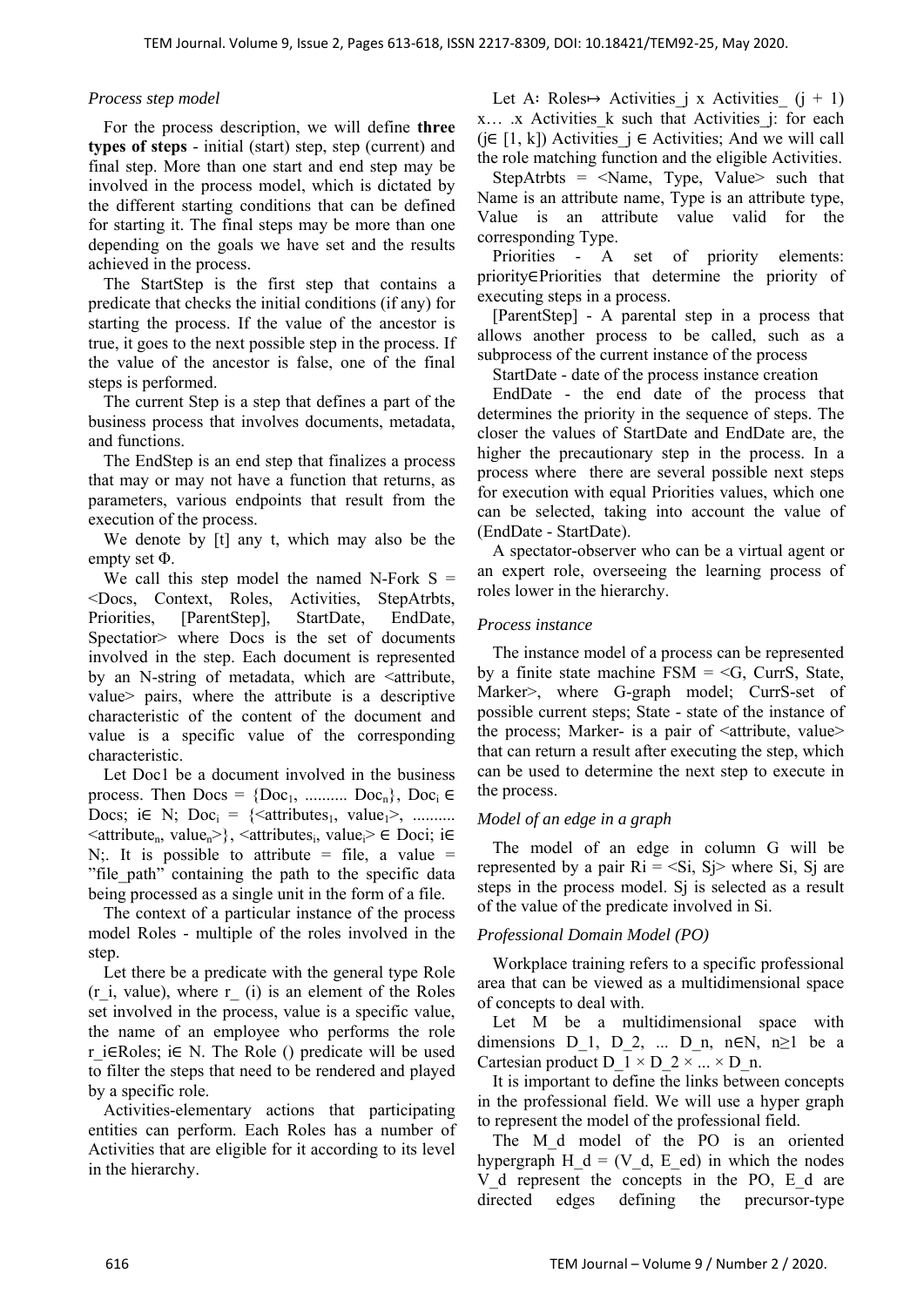*Process step model*

For the process description, we will define **three types of steps** - initial (start) step, step (current) and final step. More than one start and end step may be involved in the process model, which is dictated by the different starting conditions that can be defined for starting it. The final steps may be more than one depending on the goals we have set and the results achieved in the process.

The StartStep is the first step that contains a predicate that checks the initial conditions (if any) for starting the process. If the value of the ancestor is true, it goes to the next possible step in the process. If the value of the ancestor is false, one of the final steps is performed.

The current Step is a step that defines a part of the business process that involves documents, metadata, and functions.

The EndStep is an end step that finalizes a process that may or may not have a function that returns, as parameters, various endpoints that result from the execution of the process.

We denote by [t] any t, which may also be the empty set Φ.

We call this step model the named N-Fork S = <Docs, Context, Roles, Activities, StepAtrbts, Priorities, [ParentStep], StartDate, EndDate, Spectatior> where Docs is the set of documents involved in the step. Each document is represented by an N-string of metadata, which are <attribute, value> pairs, where the attribute is a descriptive characteristic of the content of the document and value is a specific value of the corresponding characteristic.

Let Doc1 be a document involved in the business process. Then Docs = {$Doc_1$, .......... $Doc_n$}, $Doc_i \in$ Docs; i∈ N; $Doc_i$ = {<$attributes_1$, $value_1$>, .......... <$attribute_n$, $value_n$>}, <$attributes_i$, $value_i$> ∈ Doci; i∈ N;. It is possible to attribute = file, a value = "file_path" containing the path to the specific data being processed as a single unit in the form of a file.

The context of a particular instance of the process model Roles - multiple of the roles involved in the step.

Let there be a predicate with the general type Role (r_i, value), where r_ (i) is an element of the Roles set involved in the process, value is a specific value, the name of an employee who performs the role r_i∈Roles; i∈ N. The Role () predicate will be used to filter the steps that need to be rendered and played by a specific role.

Activities-elementary actions that participating entities can perform. Each Roles has a number of Activities that are eligible for it according to its level in the hierarchy.

Let A: Roles↦ Activities_j x Activities_ (j + 1) x… .x Activities_k such that Activities_j: for each (j∈ [1, k]) Activities_j ∈ Activities; And we will call the role matching function and the eligible Activities.

StepAtrbts = <Name, Type, Value> such that Name is an attribute name, Type is an attribute type, Value is an attribute value valid for the corresponding Type.

Priorities - A set of priority elements: priority∈Priorities that determine the priority of executing steps in a process.

[ParentStep] - A parental step in a process that allows another process to be called, such as a subprocess of the current instance of the process

StartDate - date of the process instance creation

EndDate - the end date of the process that determines the priority in the sequence of steps. The closer the values of StartDate and EndDate are, the higher the precautionary step in the process. In a process where there are several possible next steps for execution with equal Priorities values, which one can be selected, taking into account the value of (EndDate - StartDate).

A spectator-observer who can be a virtual agent or an expert role, overseeing the learning process of roles lower in the hierarchy.

*Process instance*

The instance model of a process can be represented by a finite state machine FSM = <G, CurrS, State, Marker>, where G-graph model; CurrS-set of possible current steps; State - state of the instance of the process; Marker- is a pair of <attribute, value> that can return a result after executing the step, which can be used to determine the next step to execute in the process.

*Model of an edge in a graph*

The model of an edge in column G will be represented by a pair Ri = <Si, Sj> where Si, Sj are steps in the process model. Sj is selected as a result of the value of the predicate involved in Si.

*Professional Domain Model (PO)*

Workplace training refers to a specific professional area that can be viewed as a multidimensional space of concepts to deal with.

Let M be a multidimensional space with dimensions D_1, D_2, ... D_n, n∈N, n≥1 be a Cartesian product D_1 × D_2 × ... × D_n.

It is important to define the links between concepts in the professional field. We will use a hyper graph to represent the model of the professional field.

The M_d model of the PO is an oriented hypergraph H_d = (V_d, E_ed) in which the nodes V_d represent the concepts in the PO, E_d are directed edges defining the precursor-type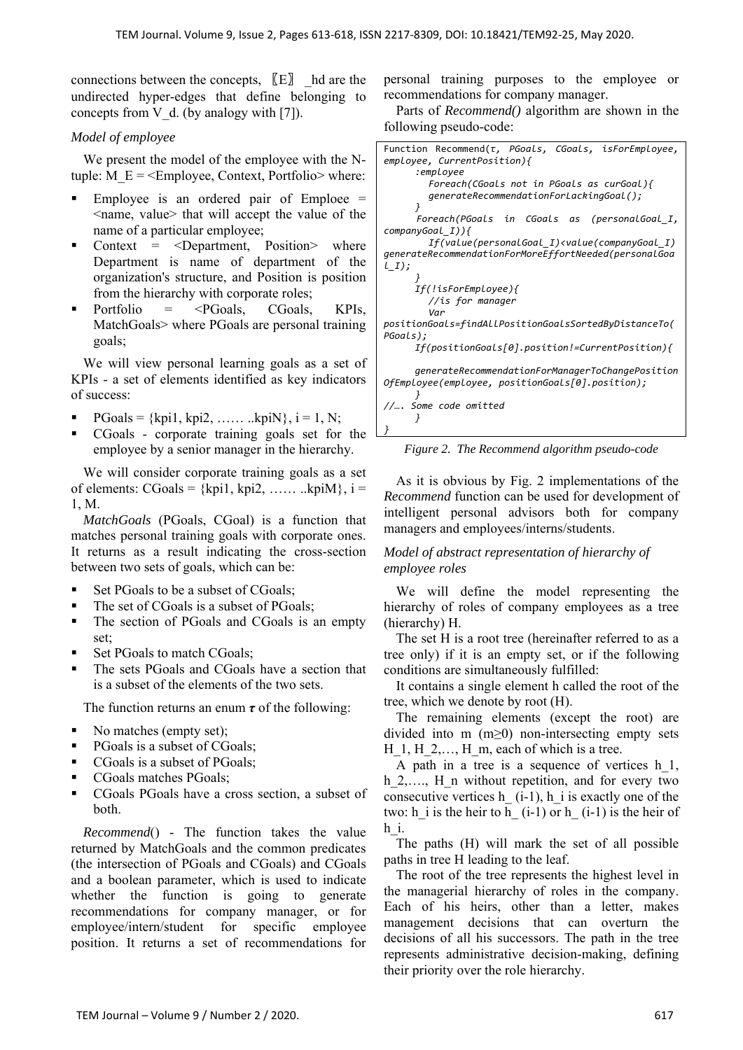connections between the concepts, 〖E〗 _hd are the undirected hyper-edges that define belonging to concepts from V_d. (by analogy with [7]).

*Model of employee*

We present the model of the employee with the N-tuple: M_E = <Employee, Context, Portfolio> where:

- Employee is an ordered pair of Emploee = <name, value> that will accept the value of the name of a particular employee;
- Context = <Department, Position> where Department is name of department of the organization's structure, and Position is position from the hierarchy with corporate roles;
- Portfolio = <PGoals, CGoals, KPIs, MatchGoals> where PGoals are personal training goals;

We will view personal learning goals as a set of KPIs - a set of elements identified as key indicators of success:

- PGoals = {kpi1, kpi2, …… ..kpiN}, i = 1, N;
- CGoals - corporate training goals set for the employee by a senior manager in the hierarchy.

We will consider corporate training goals as a set of elements: CGoals = {kpi1, kpi2, …… ..kpiM}, i = 1, M.

*MatchGoals* (PGoals, CGoal) is a function that matches personal training goals with corporate ones. It returns as a result indicating the cross-section between two sets of goals, which can be:

- Set PGoals to be a subset of CGoals;
- The set of CGoals is a subset of PGoals;
- The section of PGoals and CGoals is an empty set;
- Set PGoals to match CGoals;
- The sets PGoals and CGoals have a section that is a subset of the elements of the two sets.

The function returns an enum $\boldsymbol{\tau}$ of the following:

- No matches (empty set);
- PGoals is a subset of CGoals;
- CGoals is a subset of PGoals;
- CGoals matches PGoals;
- CGoals PGoals have a cross section, a subset of both.

*Recommend*() - The function takes the value returned by MatchGoals and the common predicates (the intersection of PGoals and CGoals) and CGoals and a boolean parameter, which is used to indicate whether the function is going to generate recommendations for company manager, or for employee/intern/student for specific employee position. It returns a set of recommendations for personal training purposes to the employee or recommendations for company manager.

Parts of *Recommend()* algorithm are shown in the following pseudo-code:

```
Function Recommend(τ, PGoals, CGoals, isForEmployee, employee, CurrentPosition){
     :employee
        Foreach(CGoals not in PGoals as curGoal){
        generateRecommendationForLackingGoal();
     }
     Foreach(PGoals in CGoals as (personalGoal_I, companyGoal_I)){
        If(value(personalGoal_I)<value(companyGoal_I)
generateRecommendationForMoreEffortNeeded(personalGoal_I);
     }
     If(!isForEmployee){
        //is for manager
        Var
positionGoals=findAllPositionGoalsSortedByDistanceTo(PGoals);
     If(positionGoals[0].position!=CurrentPosition){

     generateRecommendationForManagerToChangePositionOfEmployee(employee, positionGoals[0].position);
     }
//…. Some code omitted
     }
}
```

*Figure 2. The Recommend algorithm pseudo-code*

As it is obvious by Fig. 2 implementations of the *Recommend* function can be used for development of intelligent personal advisors both for company managers and employees/interns/students.

*Model of abstract representation of hierarchy of employee roles*

We will define the model representing the hierarchy of roles of company employees as a tree (hierarchy) H.

The set H is a root tree (hereinafter referred to as a tree only) if it is an empty set, or if the following conditions are simultaneously fulfilled:

It contains a single element h called the root of the tree, which we denote by root (H).

The remaining elements (except the root) are divided into m (m≥0) non-intersecting empty sets H_1, H_2,…, H_m, each of which is a tree.

A path in a tree is a sequence of vertices h_1, h_2,…., H_n without repetition, and for every two consecutive vertices h_ (i-1), h_i is exactly one of the two: h_i is the heir to h_ (i-1) or h_ (i-1) is the heir of h_i.

The paths (H) will mark the set of all possible paths in tree H leading to the leaf.

The root of the tree represents the highest level in the managerial hierarchy of roles in the company. Each of his heirs, other than a letter, makes management decisions that can overturn the decisions of all his successors. The path in the tree represents administrative decision-making, defining their priority over the role hierarchy.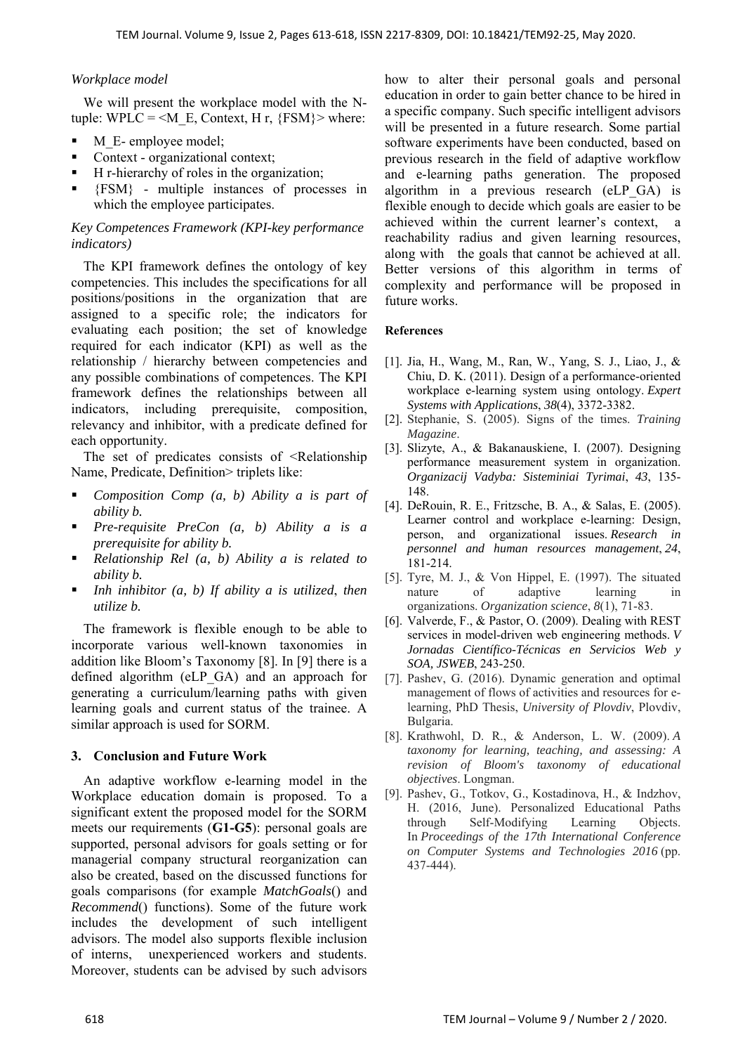*Workplace model*

We will present the workplace model with the N-tuple: WPLC = <M_E, Context, H r, {FSM}> where:

- M_E- employee model;
- Context - organizational context;
- H r-hierarchy of roles in the organization;
- {FSM} - multiple instances of processes in which the employee participates.

*Key Competences Framework (KPI-key performance indicators)*

The KPI framework defines the ontology of key competencies. This includes the specifications for all positions/positions in the organization that are assigned to a specific role; the indicators for evaluating each position; the set of knowledge required for each indicator (KPI) as well as the relationship / hierarchy between competencies and any possible combinations of competences. The KPI framework defines the relationships between all indicators, including prerequisite, composition, relevancy and inhibitor, with a predicate defined for each opportunity.

The set of predicates consists of <Relationship Name, Predicate, Definition> triplets like:

- *Composition Comp (a, b) Ability a is part of ability b.*
- *Pre-requisite PreCon (a, b) Ability a is a prerequisite for ability b.*
- *Relationship Rel (a, b) Ability a is related to ability b.*
- *Inh inhibitor (a, b) If ability a is utilized*, *then utilize b.*

The framework is flexible enough to be able to incorporate various well-known taxonomies in addition like Bloom's Taxonomy [8]. In [9] there is a defined algorithm (eLP_GA) and an approach for generating a curriculum/learning paths with given learning goals and current status of the trainee. A similar approach is used for SORM.

## 3. Conclusion and Future Work

An adaptive workflow e-learning model in the Workplace education domain is proposed. To a significant extent the proposed model for the SORM meets our requirements (**G1-G5**): personal goals are supported, personal advisors for goals setting or for managerial company structural reorganization can also be created, based on the discussed functions for goals comparisons (for example *MatchGoals*() and *Recommend*() functions). Some of the future work includes the development of such intelligent advisors. The model also supports flexible inclusion of interns, unexperienced workers and students. Moreover, students can be advised by such advisors how to alter their personal goals and personal education in order to gain better chance to be hired in a specific company. Such specific intelligent advisors will be presented in a future research. Some partial software experiments have been conducted, based on previous research in the field of adaptive workflow and e-learning paths generation. The proposed algorithm in a previous research (eLP_GA) is flexible enough to decide which goals are easier to be achieved within the current learner's context, a reachability radius and given learning resources, along with the goals that cannot be achieved at all. Better versions of this algorithm in terms of complexity and performance will be proposed in future works.

### References

[1]. Jia, H., Wang, M., Ran, W., Yang, S. J., Liao, J., & Chiu, D. K. (2011). Design of a performance-oriented workplace e-learning system using ontology. *Expert Systems with Applications*, *38*(4), 3372-3382.

[2]. Stephanie, S. (2005). Signs of the times. *Training Magazine*.

[3]. Slizyte, A., & Bakanauskiene, I. (2007). Designing performance measurement system in organization. *Organizacij Vadyba: Sisteminiai Tyrimai*, *43*, 135-148.

[4]. DeRouin, R. E., Fritzsche, B. A., & Salas, E. (2005). Learner control and workplace e-learning: Design, person, and organizational issues. *Research in personnel and human resources management*, *24*, 181-214.

[5]. Tyre, M. J., & Von Hippel, E. (1997). The situated nature of adaptive learning in organizations. *Organization science*, *8*(1), 71-83.

[6]. Valverde, F., & Pastor, O. (2009). Dealing with REST services in model-driven web engineering methods. *V Jornadas Científico-Técnicas en Servicios Web y SOA, JSWEB*, 243-250.

[7]. Pashev, G. (2016). Dynamic generation and optimal management of flows of activities and resources for e-learning, PhD Thesis, *University of Plovdiv*, Plovdiv, Bulgaria.

[8]. Krathwohl, D. R., & Anderson, L. W. (2009). *A taxonomy for learning, teaching, and assessing: A revision of Bloom's taxonomy of educational objectives*. Longman.

[9]. Pashev, G., Totkov, G., Kostadinova, H., & Indzhov, H. (2016, June). Personalized Educational Paths through Self-Modifying Learning Objects. In *Proceedings of the 17th International Conference on Computer Systems and Technologies 2016* (pp. 437-444).